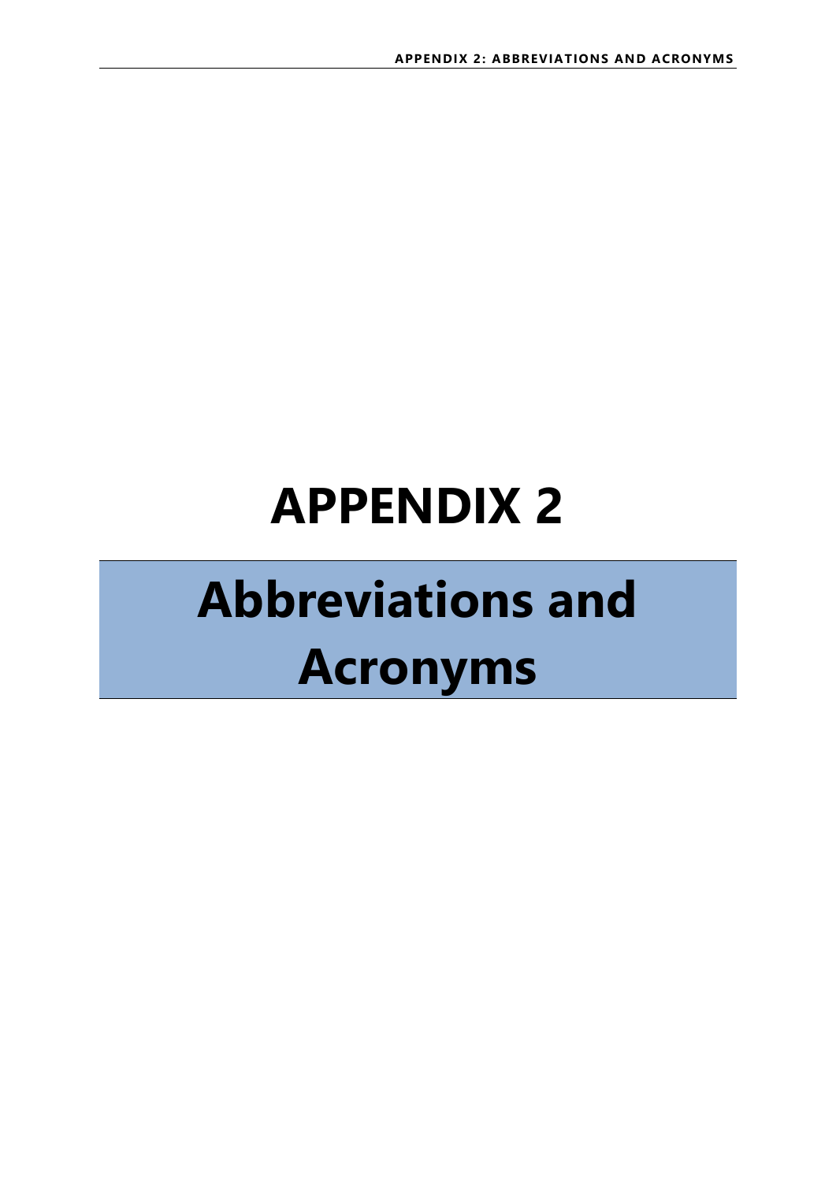# APPENDIX 2

# Abbreviations and Acronyms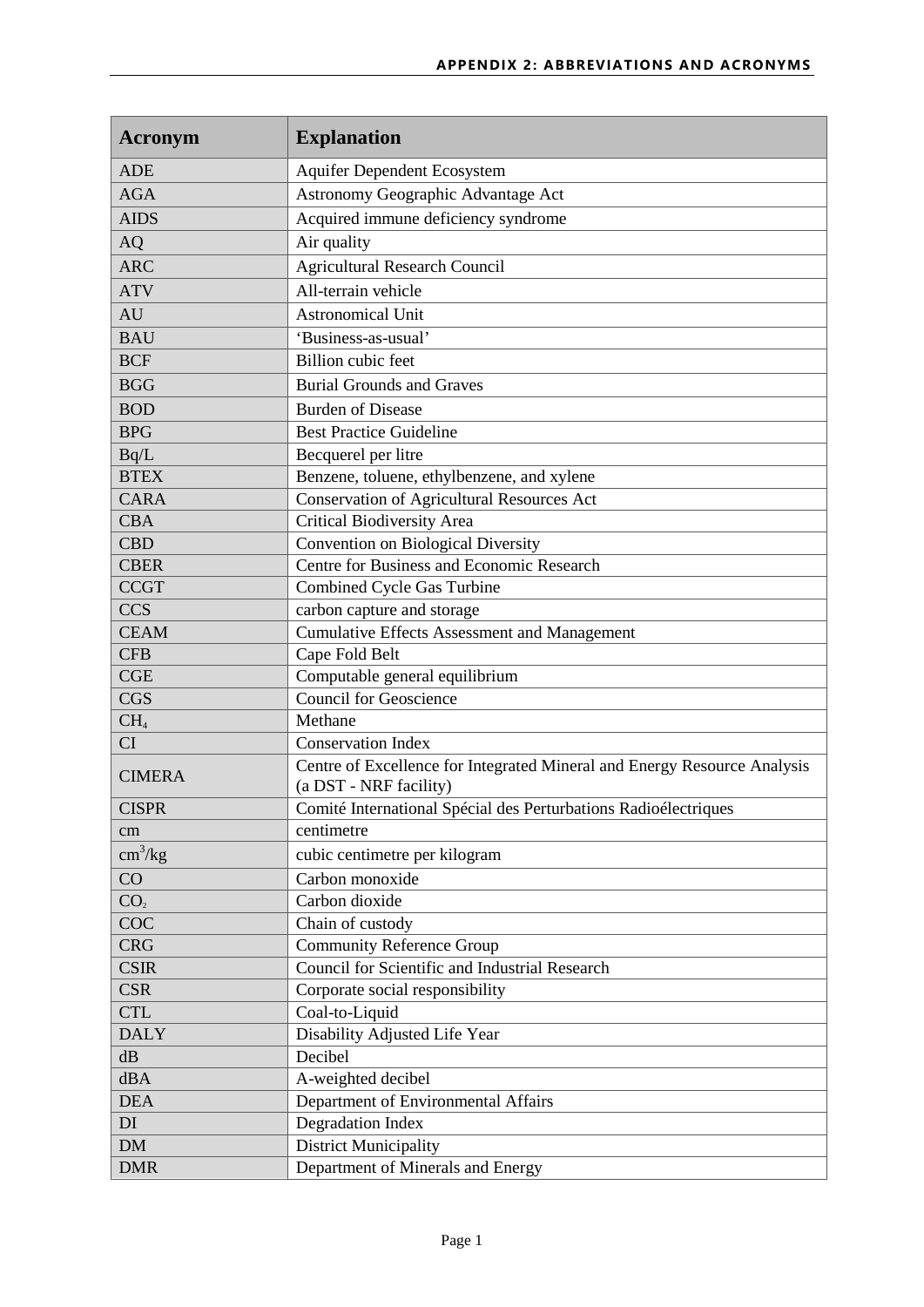| Acronym | Explanation |
|---|---|
| ADE | Aquifer Dependent Ecosystem |
| AGA | Astronomy Geographic Advantage Act |
| AIDS | Acquired immune deficiency syndrome |
| AQ | Air quality |
| ARC | Agricultural Research Council |
| ATV | All-terrain vehicle |
| AU | Astronomical Unit |
| BAU | 'Business-as-usual' |
| BCF | Billion cubic feet |
| BGG | Burial Grounds and Graves |
| BOD | Burden of Disease |
| BPG | Best Practice Guideline |
| Bq/L | Becquerel per litre |
| BTEX | Benzene, toluene, ethylbenzene, and xylene |
| CARA | Conservation of Agricultural Resources Act |
| CBA | Critical Biodiversity Area |
| CBD | Convention on Biological Diversity |
| CBER | Centre for Business and Economic Research |
| CCGT | Combined Cycle Gas Turbine |
| CCS | carbon capture and storage |
| CEAM | Cumulative Effects Assessment and Management |
| CFB | Cape Fold Belt |
| CGE | Computable general equilibrium |
| CGS | Council for Geoscience |
| $CH_4$ | Methane |
| CI | Conservation Index |
| CIMERA | Centre of Excellence for Integrated Mineral and Energy Resource Analysis (a DST - NRF facility) |
| CISPR | Comité International Spécial des Perturbations Radioélectriques |
| cm | centimetre |
| $cm^3/kg$ | cubic centimetre per kilogram |
| CO | Carbon monoxide |
| $CO_2$ | Carbon dioxide |
| COC | Chain of custody |
| CRG | Community Reference Group |
| CSIR | Council for Scientific and Industrial Research |
| CSR | Corporate social responsibility |
| CTL | Coal-to-Liquid |
| DALY | Disability Adjusted Life Year |
| dB | Decibel |
| dBA | A-weighted decibel |
| DEA | Department of Environmental Affairs |
| DI | Degradation Index |
| DM | District Municipality |
| DMR | Department of Minerals and Energy |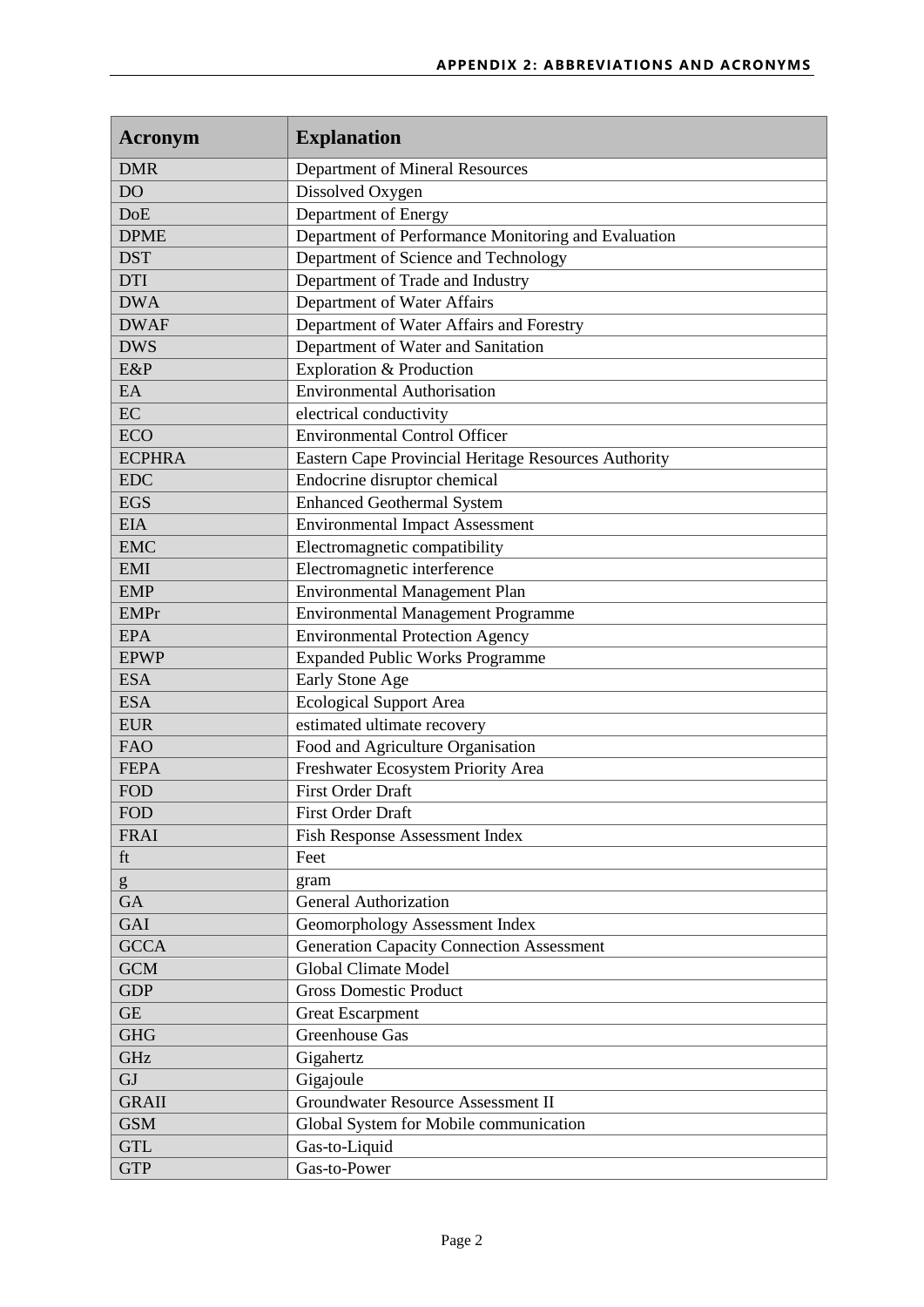| Acronym | Explanation |
| --- | --- |
| DMR | Department of Mineral Resources |
| DO | Dissolved Oxygen |
| DoE | Department of Energy |
| DPME | Department of Performance Monitoring and Evaluation |
| DST | Department of Science and Technology |
| DTI | Department of Trade and Industry |
| DWA | Department of Water Affairs |
| DWAF | Department of Water Affairs and Forestry |
| DWS | Department of Water and Sanitation |
| E&P | Exploration & Production |
| EA | Environmental Authorisation |
| EC | electrical conductivity |
| ECO | Environmental Control Officer |
| ECPHRA | Eastern Cape Provincial Heritage Resources Authority |
| EDC | Endocrine disruptor chemical |
| EGS | Enhanced Geothermal System |
| EIA | Environmental Impact Assessment |
| EMC | Electromagnetic compatibility |
| EMI | Electromagnetic interference |
| EMP | Environmental Management Plan |
| EMPr | Environmental Management Programme |
| EPA | Environmental Protection Agency |
| EPWP | Expanded Public Works Programme |
| ESA | Early Stone Age |
| ESA | Ecological Support Area |
| EUR | estimated ultimate recovery |
| FAO | Food and Agriculture Organisation |
| FEPA | Freshwater Ecosystem Priority Area |
| FOD | First Order Draft |
| FOD | First Order Draft |
| FRAI | Fish Response Assessment Index |
| ft | Feet |
| g | gram |
| GA | General Authorization |
| GAI | Geomorphology Assessment Index |
| GCCA | Generation Capacity Connection Assessment |
| GCM | Global Climate Model |
| GDP | Gross Domestic Product |
| GE | Great Escarpment |
| GHG | Greenhouse Gas |
| GHz | Gigahertz |
| GJ | Gigajoule |
| GRAII | Groundwater Resource Assessment II |
| GSM | Global System for Mobile communication |
| GTL | Gas-to-Liquid |
| GTP | Gas-to-Power |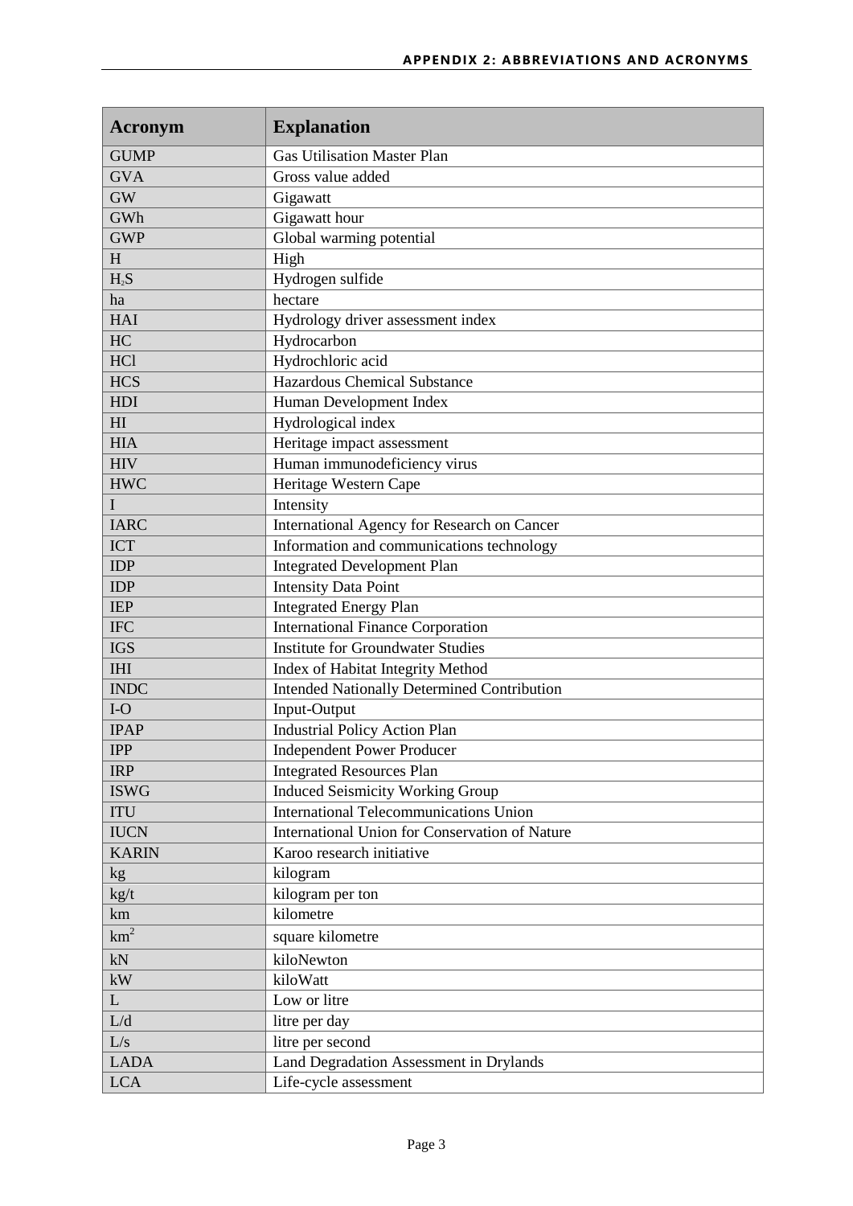| Acronym | Explanation |
| --- | --- |
| GUMP | Gas Utilisation Master Plan |
| GVA | Gross value added |
| GW | Gigawatt |
| GWh | Gigawatt hour |
| GWP | Global warming potential |
| H | High |
| $H_2S$ | Hydrogen sulfide |
| ha | hectare |
| HAI | Hydrology driver assessment index |
| HC | Hydrocarbon |
| HCl | Hydrochloric acid |
| HCS | Hazardous Chemical Substance |
| HDI | Human Development Index |
| HI | Hydrological index |
| HIA | Heritage impact assessment |
| HIV | Human immunodeficiency virus |
| HWC | Heritage Western Cape |
| I | Intensity |
| IARC | International Agency for Research on Cancer |
| ICT | Information and communications technology |
| IDP | Integrated Development Plan |
| IDP | Intensity Data Point |
| IEP | Integrated Energy Plan |
| IFC | International Finance Corporation |
| IGS | Institute for Groundwater Studies |
| IHI | Index of Habitat Integrity Method |
| INDC | Intended Nationally Determined Contribution |
| I-O | Input-Output |
| IPAP | Industrial Policy Action Plan |
| IPP | Independent Power Producer |
| IRP | Integrated Resources Plan |
| ISWG | Induced Seismicity Working Group |
| ITU | International Telecommunications Union |
| IUCN | International Union for Conservation of Nature |
| KARIN | Karoo research initiative |
| kg | kilogram |
| kg/t | kilogram per ton |
| km | kilometre |
| $km^2$ | square kilometre |
| kN | kiloNewton |
| kW | kiloWatt |
| L | Low or litre |
| L/d | litre per day |
| L/s | litre per second |
| LADA | Land Degradation Assessment in Drylands |
| LCA | Life-cycle assessment |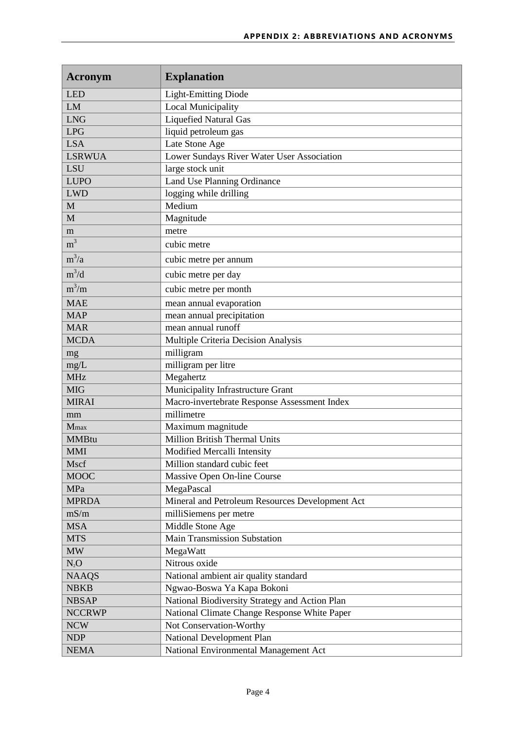| Acronym | Explanation |
|---|---|
| LED | Light-Emitting Diode |
| LM | Local Municipality |
| LNG | Liquefied Natural Gas |
| LPG | liquid petroleum gas |
| LSA | Late Stone Age |
| LSRWUA | Lower Sundays River Water User Association |
| LSU | large stock unit |
| LUPO | Land Use Planning Ordinance |
| LWD | logging while drilling |
| M | Medium |
| M | Magnitude |
| m | metre |
| $m^3$ | cubic metre |
| $m^3/a$ | cubic metre per annum |
| $m^3/d$ | cubic metre per day |
| $m^3/m$ | cubic metre per month |
| MAE | mean annual evaporation |
| MAP | mean annual precipitation |
| MAR | mean annual runoff |
| MCDA | Multiple Criteria Decision Analysis |
| mg | milligram |
| mg/L | milligram per litre |
| MHz | Megahertz |
| MIG | Municipality Infrastructure Grant |
| MIRAI | Macro-invertebrate Response Assessment Index |
| mm | millimetre |
| $M_{max}$ | Maximum magnitude |
| MMBtu | Million British Thermal Units |
| MMI | Modified Mercalli Intensity |
| Mscf | Million standard cubic feet |
| MOOC | Massive Open On-line Course |
| MPa | MegaPascal |
| MPRDA | Mineral and Petroleum Resources Development Act |
| mS/m | milliSiemens per metre |
| MSA | Middle Stone Age |
| MTS | Main Transmission Substation |
| MW | MegaWatt |
| $N_2O$ | Nitrous oxide |
| NAAQS | National ambient air quality standard |
| NBKB | Ngwao-Boswa Ya Kapa Bokoni |
| NBSAP | National Biodiversity Strategy and Action Plan |
| NCCRWP | National Climate Change Response White Paper |
| NCW | Not Conservation-Worthy |
| NDP | National Development Plan |
| NEMA | National Environmental Management Act |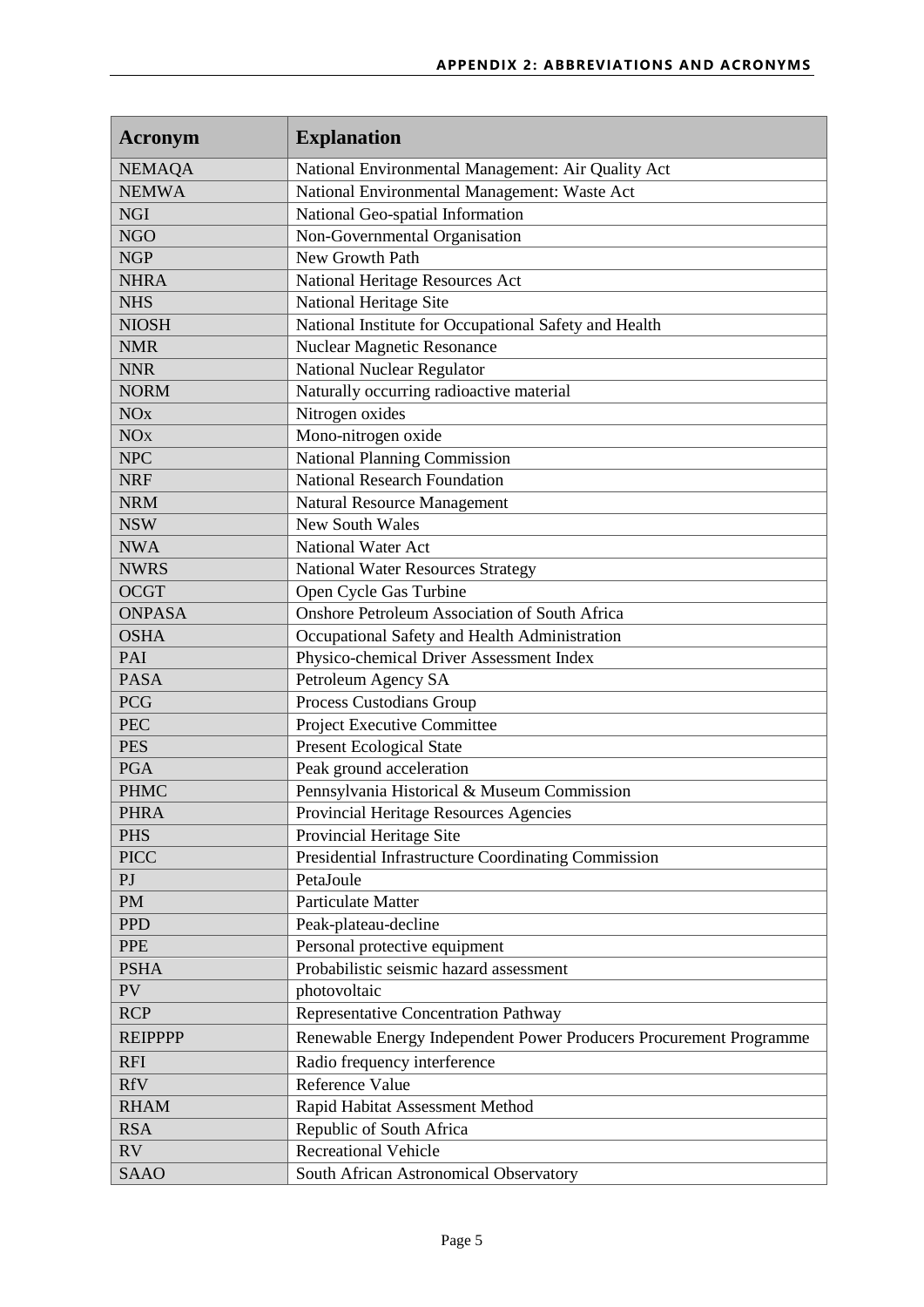| Acronym | Explanation |
|---|---|
| NEMAQA | National Environmental Management: Air Quality Act |
| NEMWA | National Environmental Management: Waste Act |
| NGI | National Geo-spatial Information |
| NGO | Non-Governmental Organisation |
| NGP | New Growth Path |
| NHRA | National Heritage Resources Act |
| NHS | National Heritage Site |
| NIOSH | National Institute for Occupational Safety and Health |
| NMR | Nuclear Magnetic Resonance |
| NNR | National Nuclear Regulator |
| NORM | Naturally occurring radioactive material |
| NOx | Nitrogen oxides |
| NOx | Mono-nitrogen oxide |
| NPC | National Planning Commission |
| NRF | National Research Foundation |
| NRM | Natural Resource Management |
| NSW | New South Wales |
| NWA | National Water Act |
| NWRS | National Water Resources Strategy |
| OCGT | Open Cycle Gas Turbine |
| ONPASA | Onshore Petroleum Association of South Africa |
| OSHA | Occupational Safety and Health Administration |
| PAI | Physico-chemical Driver Assessment Index |
| PASA | Petroleum Agency SA |
| PCG | Process Custodians Group |
| PEC | Project Executive Committee |
| PES | Present Ecological State |
| PGA | Peak ground acceleration |
| PHMC | Pennsylvania Historical & Museum Commission |
| PHRA | Provincial Heritage Resources Agencies |
| PHS | Provincial Heritage Site |
| PICC | Presidential Infrastructure Coordinating Commission |
| PJ | PetaJoule |
| PM | Particulate Matter |
| PPD | Peak-plateau-decline |
| PPE | Personal protective equipment |
| PSHA | Probabilistic seismic hazard assessment |
| PV | photovoltaic |
| RCP | Representative Concentration Pathway |
| REIPPPP | Renewable Energy Independent Power Producers Procurement Programme |
| RFI | Radio frequency interference |
| RfV | Reference Value |
| RHAM | Rapid Habitat Assessment Method |
| RSA | Republic of South Africa |
| RV | Recreational Vehicle |
| SAAO | South African Astronomical Observatory |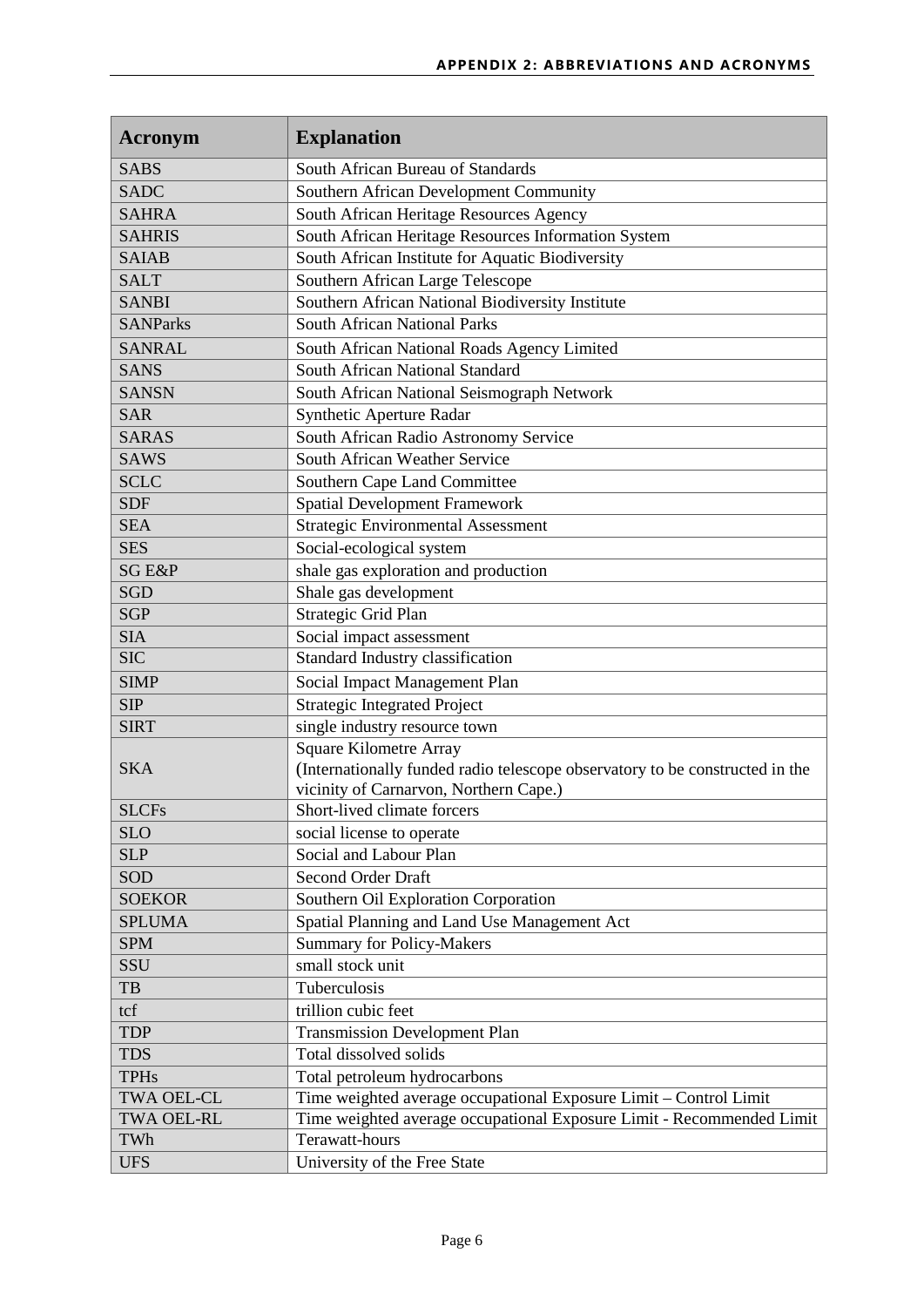| Acronym | Explanation |
|---|---|
| SABS | South African Bureau of Standards |
| SADC | Southern African Development Community |
| SAHRA | South African Heritage Resources Agency |
| SAHRIS | South African Heritage Resources Information System |
| SAIAB | South African Institute for Aquatic Biodiversity |
| SALT | Southern African Large Telescope |
| SANBI | Southern African National Biodiversity Institute |
| SANParks | South African National Parks |
| SANRAL | South African National Roads Agency Limited |
| SANS | South African National Standard |
| SANSN | South African National Seismograph Network |
| SAR | Synthetic Aperture Radar |
| SARAS | South African Radio Astronomy Service |
| SAWS | South African Weather Service |
| SCLC | Southern Cape Land Committee |
| SDF | Spatial Development Framework |
| SEA | Strategic Environmental Assessment |
| SES | Social-ecological system |
| SG E&P | shale gas exploration and production |
| SGD | Shale gas development |
| SGP | Strategic Grid Plan |
| SIA | Social impact assessment |
| SIC | Standard Industry classification |
| SIMP | Social Impact Management Plan |
| SIP | Strategic Integrated Project |
| SIRT | single industry resource town |
| SKA | Square Kilometre Array (Internationally funded radio telescope observatory to be constructed in the vicinity of Carnarvon, Northern Cape.) |
| SLCFs | Short-lived climate forcers |
| SLO | social license to operate |
| SLP | Social and Labour Plan |
| SOD | Second Order Draft |
| SOEKOR | Southern Oil Exploration Corporation |
| SPLUMA | Spatial Planning and Land Use Management Act |
| SPM | Summary for Policy-Makers |
| SSU | small stock unit |
| TB | Tuberculosis |
| tcf | trillion cubic feet |
| TDP | Transmission Development Plan |
| TDS | Total dissolved solids |
| TPHs | Total petroleum hydrocarbons |
| TWA OEL-CL | Time weighted average occupational Exposure Limit – Control Limit |
| TWA OEL-RL | Time weighted average occupational Exposure Limit - Recommended Limit |
| TWh | Terawatt-hours |
| UFS | University of the Free State |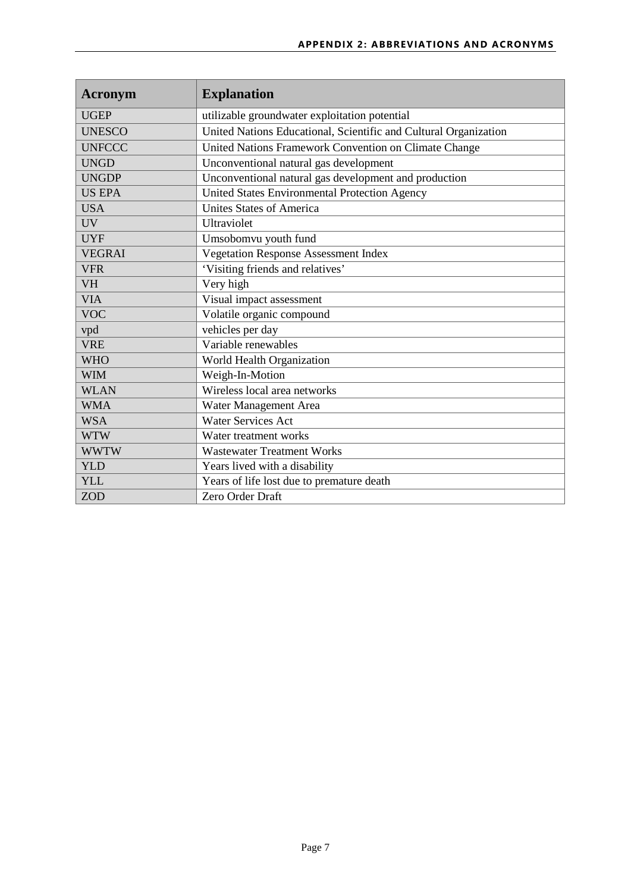| Acronym | Explanation |
|---|---|
| UGEP | utilizable groundwater exploitation potential |
| UNESCO | United Nations Educational, Scientific and Cultural Organization |
| UNFCCC | United Nations Framework Convention on Climate Change |
| UNGD | Unconventional natural gas development |
| UNGDP | Unconventional natural gas development and production |
| US EPA | United States Environmental Protection Agency |
| USA | Unites States of America |
| UV | Ultraviolet |
| UYF | Umsobomvu youth fund |
| VEGRAI | Vegetation Response Assessment Index |
| VFR | 'Visiting friends and relatives' |
| VH | Very high |
| VIA | Visual impact assessment |
| VOC | Volatile organic compound |
| vpd | vehicles per day |
| VRE | Variable renewables |
| WHO | World Health Organization |
| WIM | Weigh-In-Motion |
| WLAN | Wireless local area networks |
| WMA | Water Management Area |
| WSA | Water Services Act |
| WTW | Water treatment works |
| WWTW | Wastewater Treatment Works |
| YLD | Years lived with a disability |
| YLL | Years of life lost due to premature death |
| ZOD | Zero Order Draft |